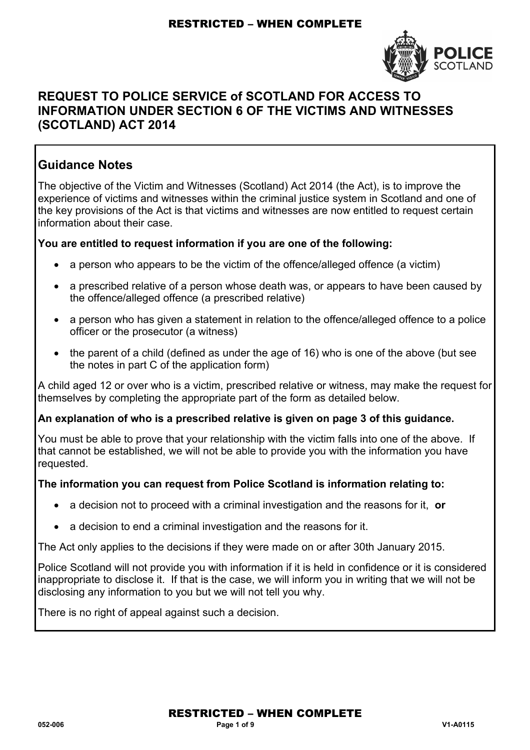# REQUEST TO POLICE SERVICE of SCOTLAND FOR ACCESS TO INFORMATION UNDER SECTION 6 OF THE VICTIMS AND WITNESSES (SCOTLAND) ACT 2014

## Guidance Notes

The objective of the Victim and Witnesses (Scotland) Act 2014 (the Act), is to improve the experience of victims and witnesses within the criminal justice system in Scotland and one of the key provisions of the Act is that victims and witnesses are now entitled to request certain information about their case.

**You are entitled to request information if you are one of the following:**

- a person who appears to be the victim of the offence/alleged offence (a victim)
- a prescribed relative of a person whose death was, or appears to have been caused by the offence/alleged offence (a prescribed relative)
- a person who has given a statement in relation to the offence/alleged offence to a police officer or the prosecutor (a witness)
- the parent of a child (defined as under the age of 16) who is one of the above (but see the notes in part C of the application form)

A child aged 12 or over who is a victim, prescribed relative or witness, may make the request for themselves by completing the appropriate part of the form as detailed below.

**An explanation of who is a prescribed relative is given on page 3 of this guidance.**

You must be able to prove that your relationship with the victim falls into one of the above. If that cannot be established, we will not be able to provide you with the information you have requested.

**The information you can request from Police Scotland is information relating to:**

- a decision not to proceed with a criminal investigation and the reasons for it, **or**
- a decision to end a criminal investigation and the reasons for it.

The Act only applies to the decisions if they were made on or after 30th January 2015.

Police Scotland will not provide you with information if it is held in confidence or it is considered inappropriate to disclose it. If that is the case, we will inform you in writing that we will not be disclosing any information to you but we will not tell you why.

There is no right of appeal against such a decision.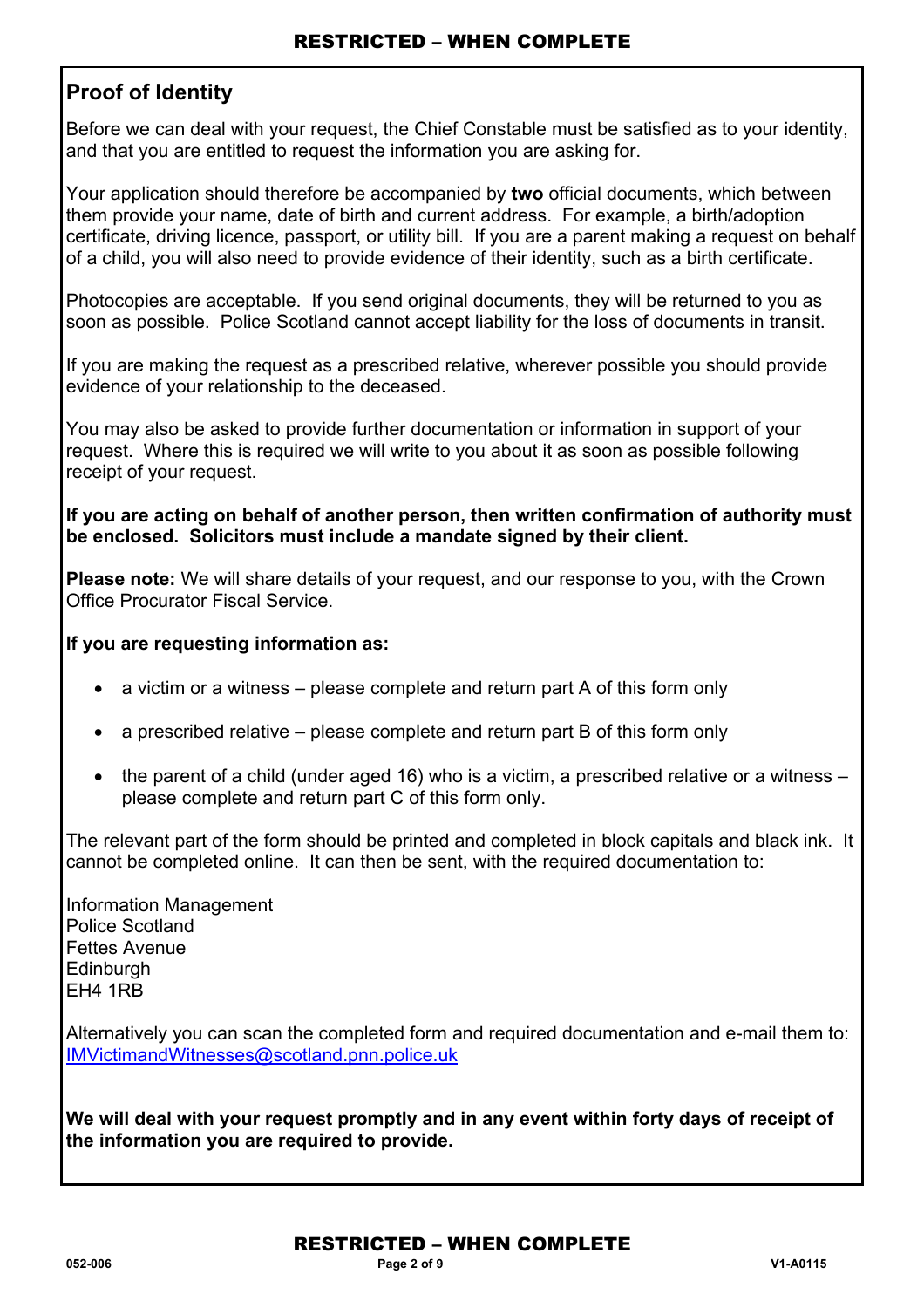## Proof of Identity

Before we can deal with your request, the Chief Constable must be satisfied as to your identity, and that you are entitled to request the information you are asking for.

Your application should therefore be accompanied by **two** official documents, which between them provide your name, date of birth and current address. For example, a birth/adoption certificate, driving licence, passport, or utility bill. If you are a parent making a request on behalf of a child, you will also need to provide evidence of their identity, such as a birth certificate.

Photocopies are acceptable. If you send original documents, they will be returned to you as soon as possible. Police Scotland cannot accept liability for the loss of documents in transit.

If you are making the request as a prescribed relative, wherever possible you should provide evidence of your relationship to the deceased.

You may also be asked to provide further documentation or information in support of your request. Where this is required we will write to you about it as soon as possible following receipt of your request.

**If you are acting on behalf of another person, then written confirmation of authority must be enclosed. Solicitors must include a mandate signed by their client.**

**Please note:** We will share details of your request, and our response to you, with the Crown Office Procurator Fiscal Service.

**If you are requesting information as:**

- a victim or a witness – please complete and return part A of this form only
- a prescribed relative – please complete and return part B of this form only
- the parent of a child (under aged 16) who is a victim, a prescribed relative or a witness – please complete and return part C of this form only.

The relevant part of the form should be printed and completed in block capitals and black ink. It cannot be completed online. It can then be sent, with the required documentation to:

Information Management
Police Scotland
Fettes Avenue
Edinburgh
EH4 1RB

Alternatively you can scan the completed form and required documentation and e-mail them to: IMVictimandWitnesses@scotland.pnn.police.uk

**We will deal with your request promptly and in any event within forty days of receipt of the information you are required to provide.**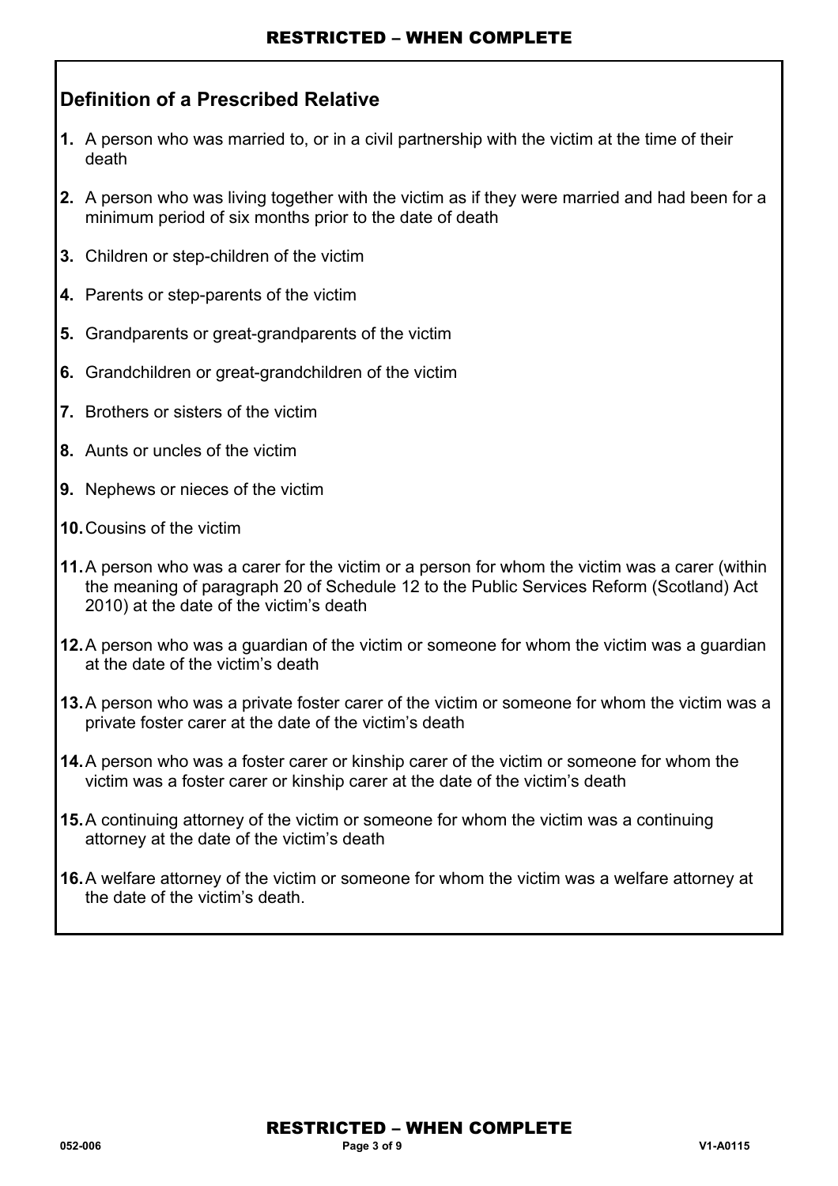## Definition of a Prescribed Relative

1. A person who was married to, or in a civil partnership with the victim at the time of their death
2. A person who was living together with the victim as if they were married and had been for a minimum period of six months prior to the date of death
3. Children or step-children of the victim
4. Parents or step-parents of the victim
5. Grandparents or great-grandparents of the victim
6. Grandchildren or great-grandchildren of the victim
7. Brothers or sisters of the victim
8. Aunts or uncles of the victim
9. Nephews or nieces of the victim
10. Cousins of the victim
11. A person who was a carer for the victim or a person for whom the victim was a carer (within the meaning of paragraph 20 of Schedule 12 to the Public Services Reform (Scotland) Act 2010) at the date of the victim's death
12. A person who was a guardian of the victim or someone for whom the victim was a guardian at the date of the victim's death
13. A person who was a private foster carer of the victim or someone for whom the victim was a private foster carer at the date of the victim's death
14. A person who was a foster carer or kinship carer of the victim or someone for whom the victim was a foster carer or kinship carer at the date of the victim's death
15. A continuing attorney of the victim or someone for whom the victim was a continuing attorney at the date of the victim's death
16. A welfare attorney of the victim or someone for whom the victim was a welfare attorney at the date of the victim's death.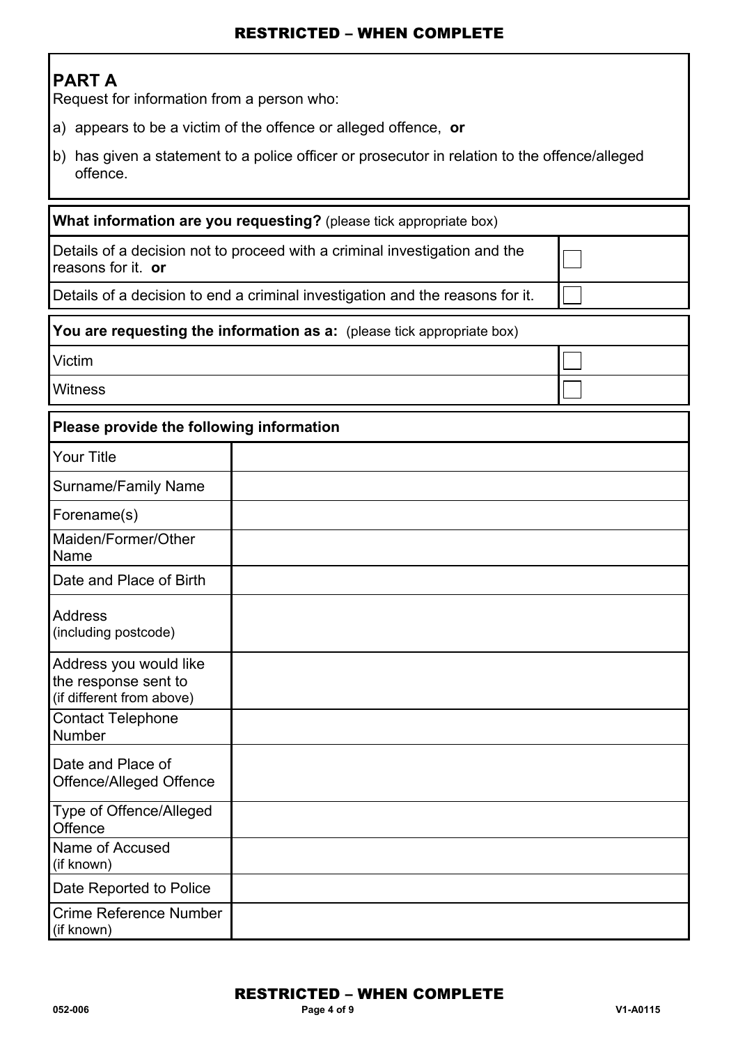## PART A

Request for information from a person who:

a) appears to be a victim of the offence or alleged offence, **or**

b) has given a statement to a police officer or prosecutor in relation to the offence/alleged offence.

| **What information are you requesting?** (please tick appropriate box) | |
|---|---|
| Details of a decision not to proceed with a criminal investigation and the reasons for it. **or** | ☐ |
| Details of a decision to end a criminal investigation and the reasons for it. | ☐ |

| **You are requesting the information as a:** (please tick appropriate box) | |
|---|---|
| Victim | ☐ |
| Witness | ☐ |

| **Please provide the following information** | |
|---|---|
| Your Title | |
| Surname/Family Name | |
| Forename(s) | |
| Maiden/Former/Other Name | |
| Date and Place of Birth | |
| Address (including postcode) | |
| Address you would like the response sent to (if different from above) | |
| Contact Telephone Number | |
| Date and Place of Offence/Alleged Offence | |
| Type of Offence/Alleged Offence | |
| Name of Accused (if known) | |
| Date Reported to Police | |
| Crime Reference Number (if known) | |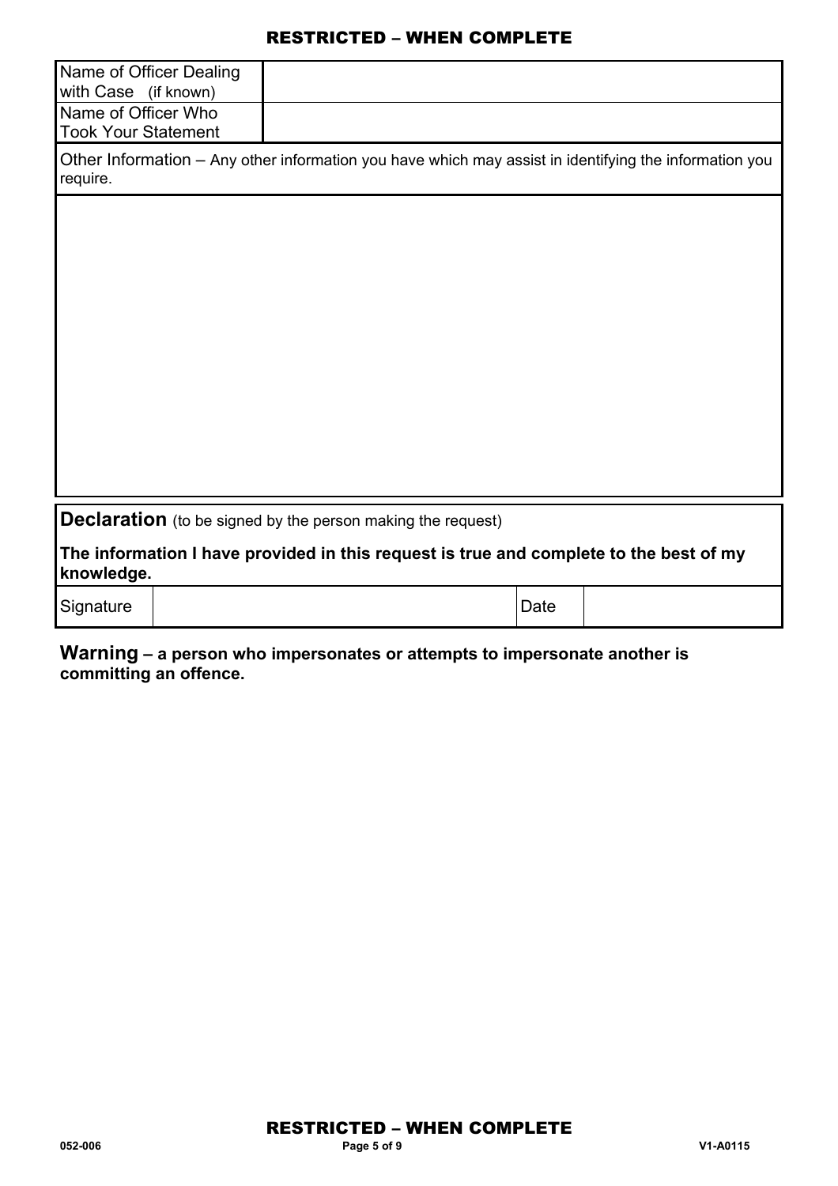| Name of Officer Dealing with Case (if known) | |
|---|---|
| Name of Officer Who Took Your Statement | |

Other Information – Any other information you have which may assist in identifying the information you require.

**Declaration** (to be signed by the person making the request)

**The information I have provided in this request is true and complete to the best of my knowledge.**

| Signature | | Date | |
|---|---|---|---|

**Warning – a person who impersonates or attempts to impersonate another is committing an offence.**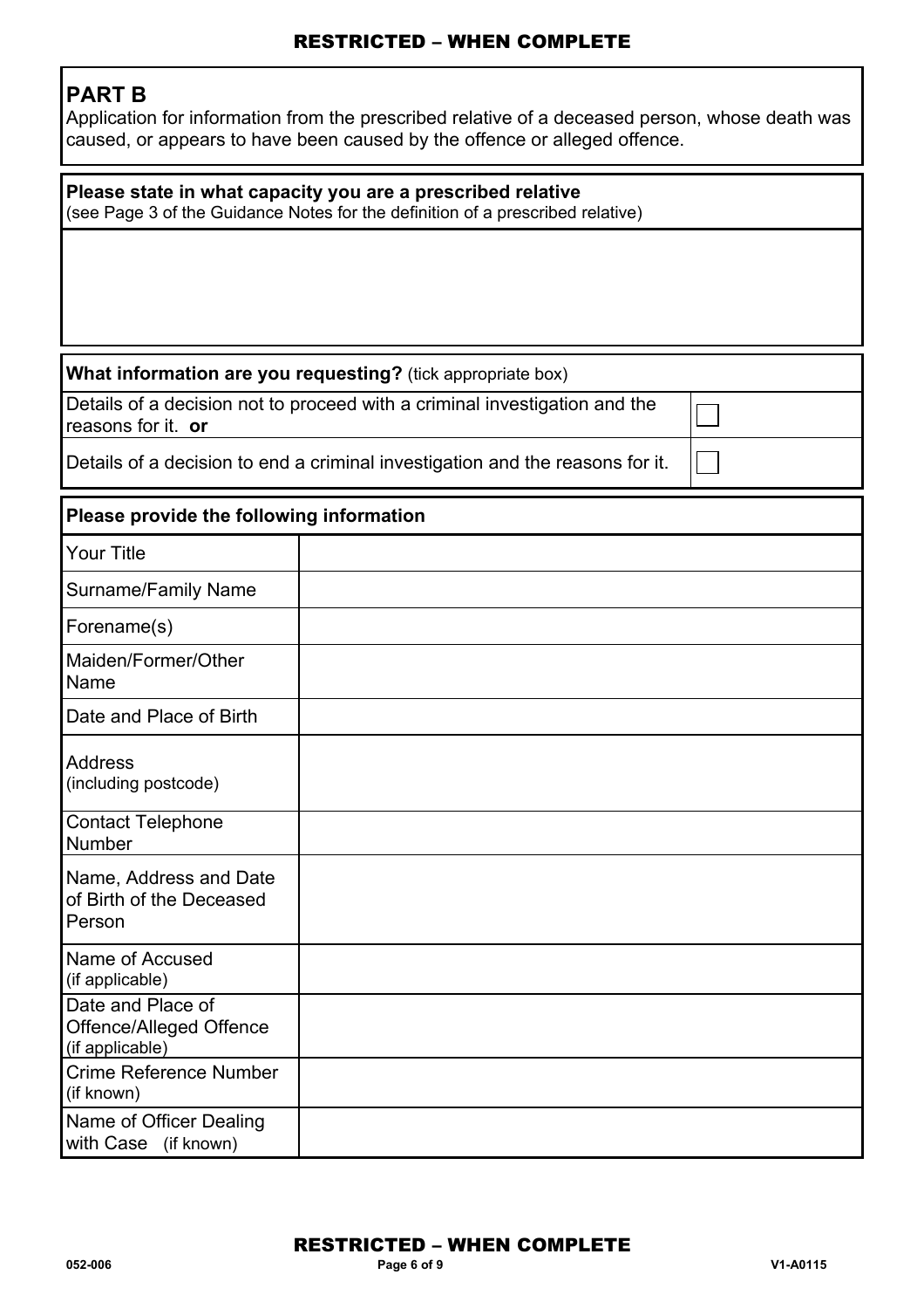## PART B

Application for information from the prescribed relative of a deceased person, whose death was caused, or appears to have been caused by the offence or alleged offence.

**Please state in what capacity you are a prescribed relative**
(see Page 3 of the Guidance Notes for the definition of a prescribed relative)

| **What information are you requesting?** (tick appropriate box) | |
|---|---|
| Details of a decision not to proceed with a criminal investigation and the reasons for it. **or** | ☐ |
| Details of a decision to end a criminal investigation and the reasons for it. | ☐ |

| **Please provide the following information** | |
|---|---|
| Your Title | |
| Surname/Family Name | |
| Forename(s) | |
| Maiden/Former/Other Name | |
| Date and Place of Birth | |
| Address (including postcode) | |
| Contact Telephone Number | |
| Name, Address and Date of Birth of the Deceased Person | |
| Name of Accused (if applicable) | |
| Date and Place of Offence/Alleged Offence (if applicable) | |
| Crime Reference Number (if known) | |
| Name of Officer Dealing with Case (if known) | |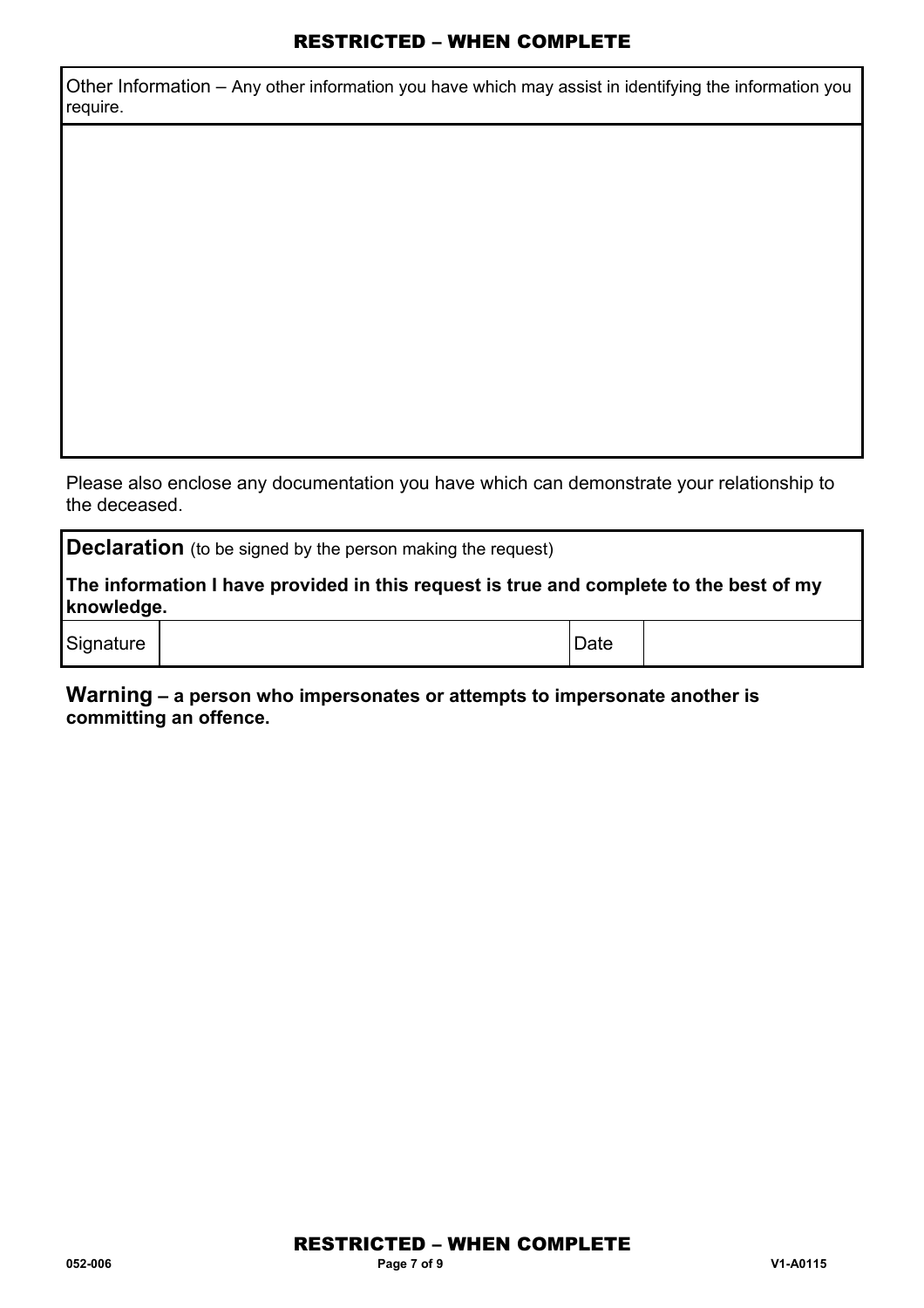Other Information – Any other information you have which may assist in identifying the information you require.

| |
|---|
| |

Please also enclose any documentation you have which can demonstrate your relationship to the deceased.

**Declaration** (to be signed by the person making the request)

**The information I have provided in this request is true and complete to the best of my knowledge.**

| Signature | | Date | |
|---|---|---|---|

**Warning – a person who impersonates or attempts to impersonate another is committing an offence.**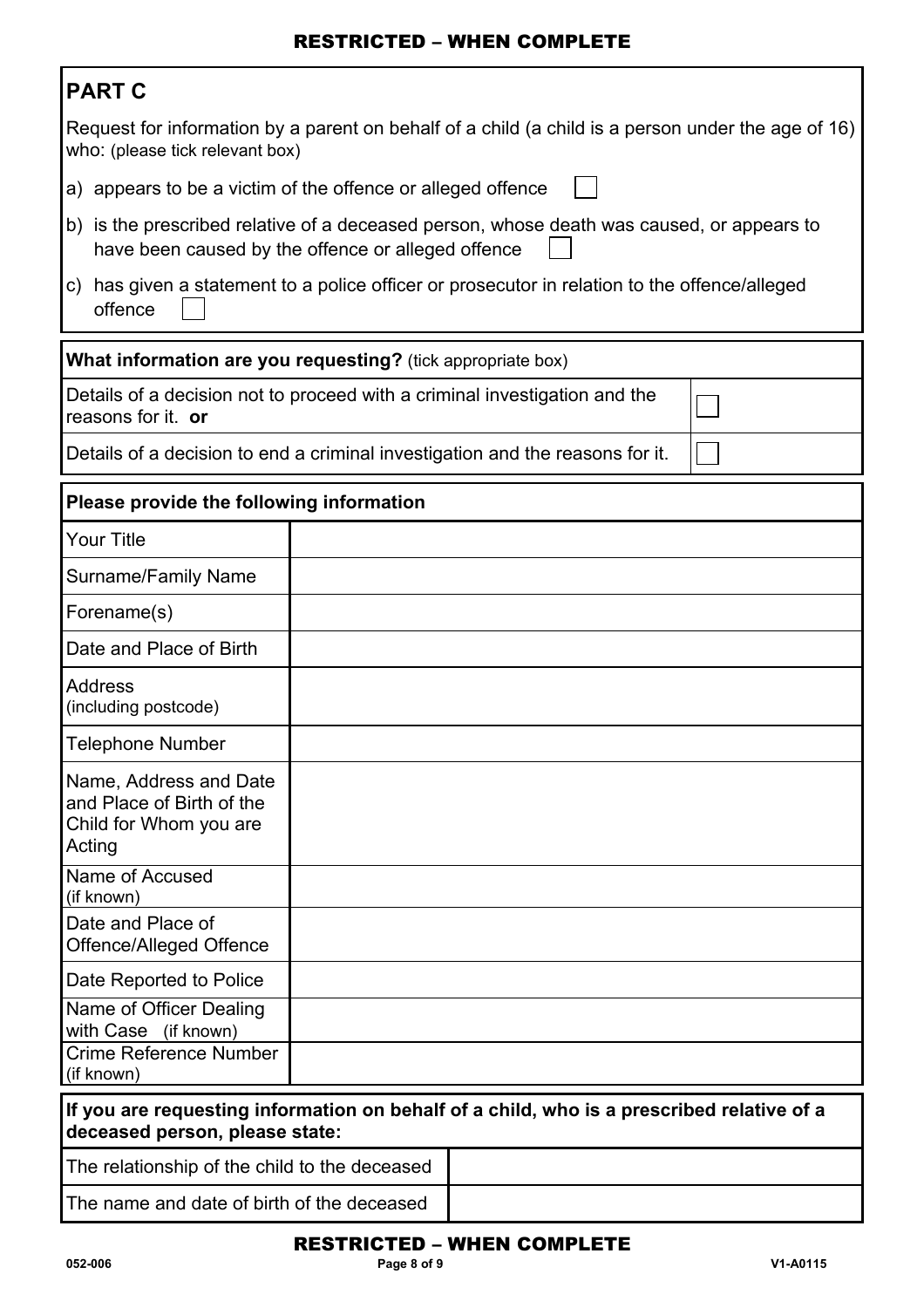## PART C

Request for information by a parent on behalf of a child (a child is a person under the age of 16) who: (please tick relevant box)

a) appears to be a victim of the offence or alleged offence ☐

b) is the prescribed relative of a deceased person, whose death was caused, or appears to have been caused by the offence or alleged offence ☐

c) has given a statement to a police officer or prosecutor in relation to the offence/alleged offence ☐

| **What information are you requesting?** (tick appropriate box) | |
|---|---|
| Details of a decision not to proceed with a criminal investigation and the reasons for it. **or** | ☐ |
| Details of a decision to end a criminal investigation and the reasons for it. | ☐ |

| **Please provide the following information** | |
|---|---|
| Your Title | |
| Surname/Family Name | |
| Forename(s) | |
| Date and Place of Birth | |
| Address (including postcode) | |
| Telephone Number | |
| Name, Address and Date and Place of Birth of the Child for Whom you are Acting | |
| Name of Accused (if known) | |
| Date and Place of Offence/Alleged Offence | |
| Date Reported to Police | |
| Name of Officer Dealing with Case (if known) | |
| Crime Reference Number (if known) | |

| **If you are requesting information on behalf of a child, who is a prescribed relative of a deceased person, please state:** | |
|---|---|
| The relationship of the child to the deceased | |
| The name and date of birth of the deceased | |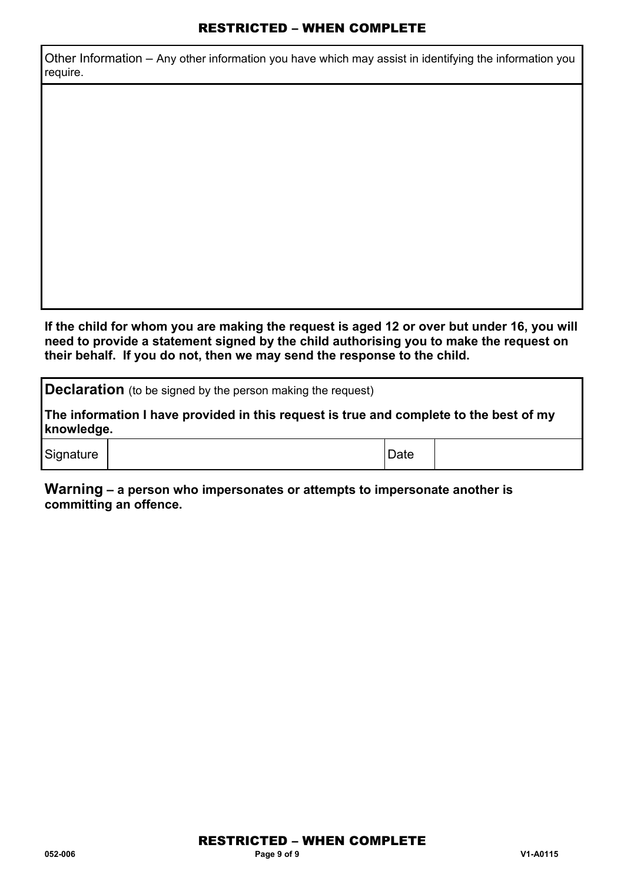| Other Information – Any other information you have which may assist in identifying the information you require. |
| --- |
| |

**If the child for whom you are making the request is aged 12 or over but under 16, you will need to provide a statement signed by the child authorising you to make the request on their behalf. If you do not, then we may send the response to the child.**

**Declaration** (to be signed by the person making the request)

**The information I have provided in this request is true and complete to the best of my knowledge.**

| Signature | | Date | |
| --- | --- | --- | --- |

**Warning – a person who impersonates or attempts to impersonate another is committing an offence.**